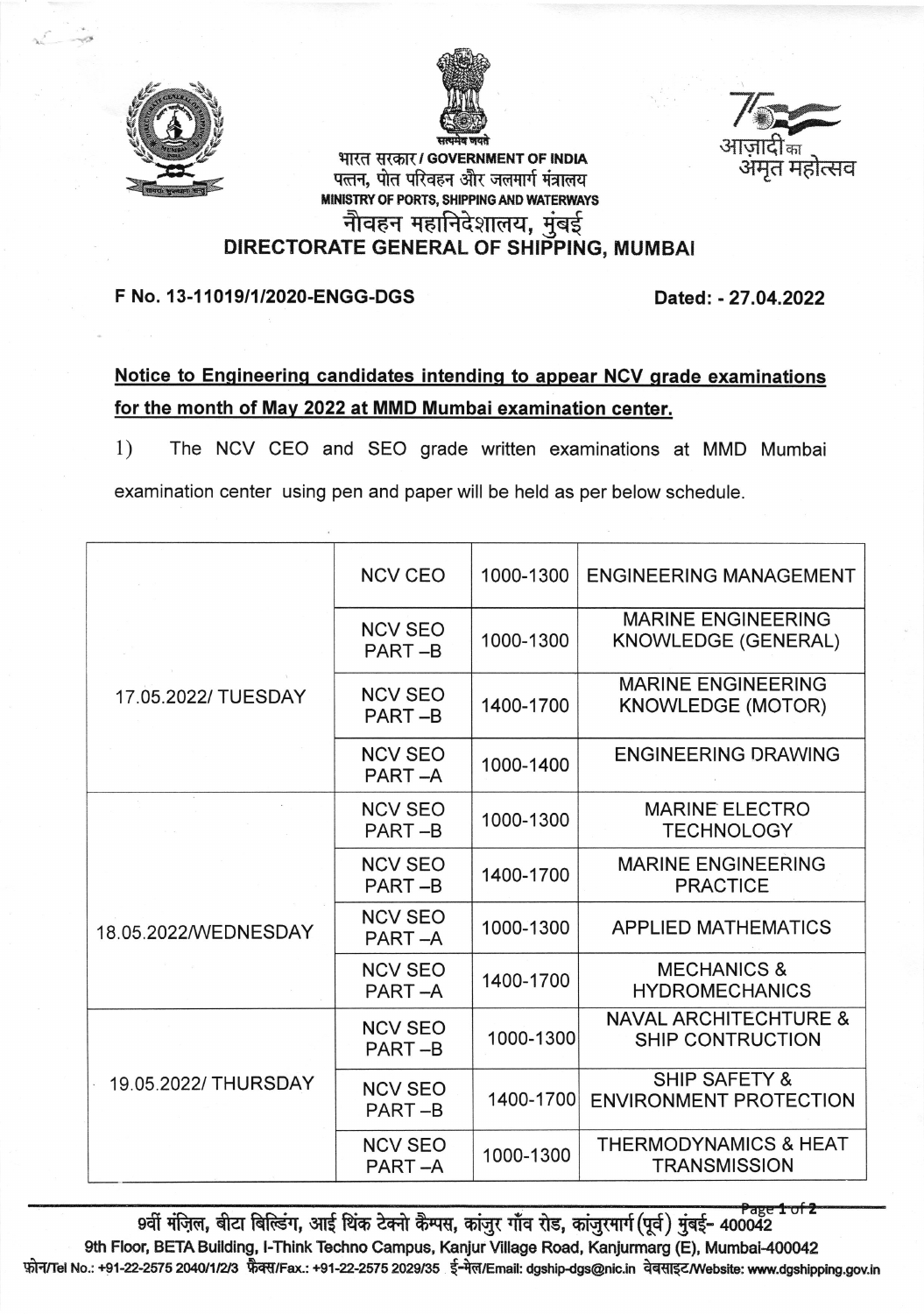भारत सरकार / GOVERNMENT OF INDIA
पत्तन, पोत परिवहन और जलमार्ग मंत्रालय
MINISTRY OF PORTS, SHIPPING AND WATERWAYS
नौवहन महानिदेशालय, मुंबई
**DIRECTORATE GENERAL OF SHIPPING, MUMBAI**

**F No. 13-11019/1/2020-ENGG-DGS** **Dated: - 27.04.2022**

## Notice to Engineering candidates intending to appear NCV grade examinations for the month of May 2022 at MMD Mumbai examination center.

1) The NCV CEO and SEO grade written examinations at MMD Mumbai examination center using pen and paper will be held as per below schedule.

| Date | Grade | Time | Subject |
|---|---|---|---|
| 17.05.2022/ TUESDAY | NCV CEO | 1000-1300 | ENGINEERING MANAGEMENT |
| | NCV SEO PART –B | 1000-1300 | MARINE ENGINEERING KNOWLEDGE (GENERAL) |
| | NCV SEO PART –B | 1400-1700 | MARINE ENGINEERING KNOWLEDGE (MOTOR) |
| | NCV SEO PART –A | 1000-1400 | ENGINEERING DRAWING |
| 18.05.2022/WEDNESDAY | NCV SEO PART –B | 1000-1300 | MARINE ELECTRO TECHNOLOGY |
| | NCV SEO PART –B | 1400-1700 | MARINE ENGINEERING PRACTICE |
| | NCV SEO PART –A | 1000-1300 | APPLIED MATHEMATICS |
| | NCV SEO PART –A | 1400-1700 | MECHANICS & HYDROMECHANICS |
| 19.05.2022/ THURSDAY | NCV SEO PART –B | 1000-1300 | NAVAL ARCHITECHTURE & SHIP CONTRUCTION |
| | NCV SEO PART –B | 1400-1700 | SHIP SAFETY & ENVIRONMENT PROTECTION |
| | NCV SEO PART –A | 1000-1300 | THERMODYNAMICS & HEAT TRANSMISSION |

9वीं मंज़िल, बीटा बिल्डिंग, आई थिंक टेक्नो कैम्पस, कांजुर गाँव रोड, कांजुरमार्ग (पूर्व) मुंबई- 400042
9th Floor, BETA Building, I-Think Techno Campus, Kanjur Village Road, Kanjurmarg (E), Mumbai-400042
फ़ोन/Tel No.: +91-22-2575 2040/1/2/3 फ़ैक्स/Fax.: +91-22-2575 2029/35 ई-मेल/Email: dgship-dgs@nic.in वेबसाइट/Website: www.dgshipping.gov.in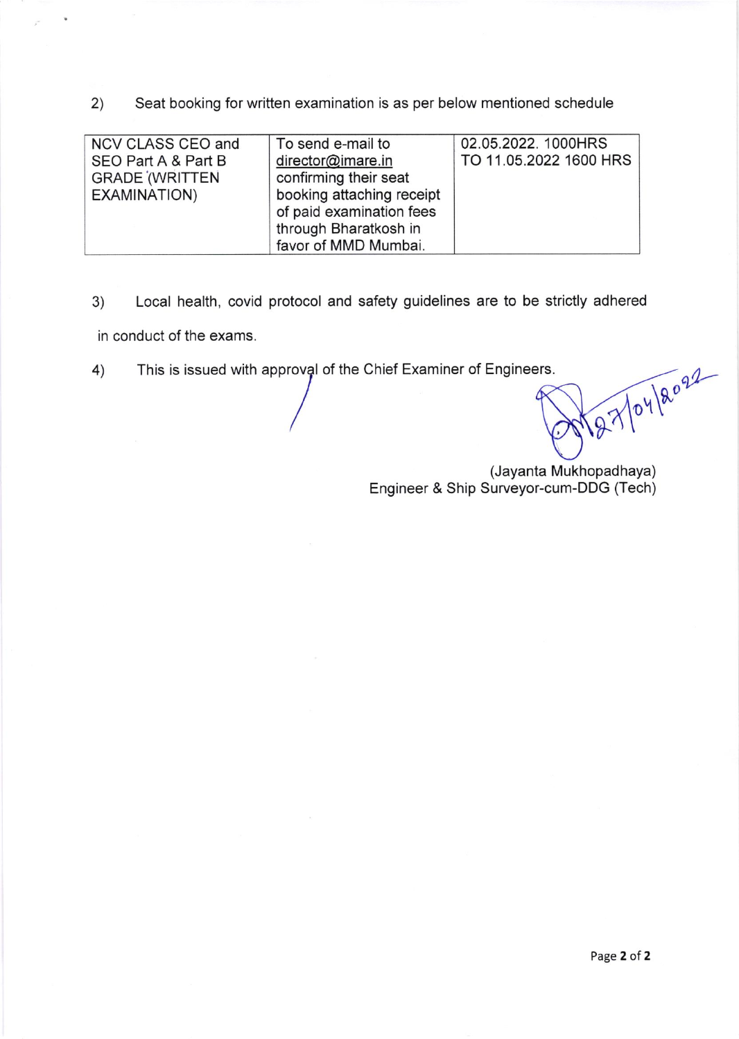2) Seat booking for written examination is as per below mentioned schedule

| | | |
|---|---|---|
| NCV CLASS CEO and SEO Part A & Part B GRADE (WRITTEN EXAMINATION) | To send e-mail to director@imare.in confirming their seat booking attaching receipt of paid examination fees through Bharatkosh in favor of MMD Mumbai. | 02.05.2022. 1000HRS TO 11.05.2022 1600 HRS |

3) Local health, covid protocol and safety guidelines are to be strictly adhered in conduct of the exams.

4) This is issued with approval of the Chief Examiner of Engineers.

27/04/2022

(Jayanta Mukhopadhaya)
Engineer & Ship Surveyor-cum-DDG (Tech)